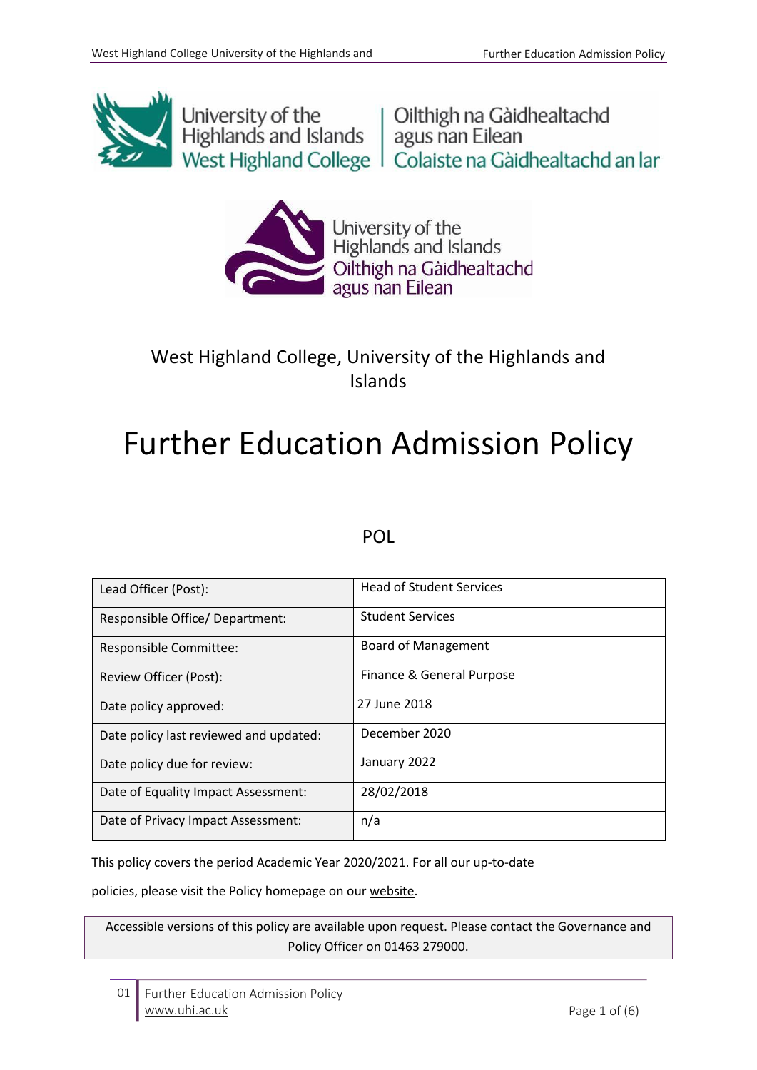West Highland College, University of the Highlands and Islands

# Further Education Admission Policy

POL

| Lead Officer (Post): | Head of Student Services |
|---|---|
| Responsible Office/ Department: | Student Services |
| Responsible Committee: | Board of Management |
| Review Officer (Post): | Finance & General Purpose |
| Date policy approved: | 27 June 2018 |
| Date policy last reviewed and updated: | December 2020 |
| Date policy due for review: | January 2022 |
| Date of Equality Impact Assessment: | 28/02/2018 |
| Date of Privacy Impact Assessment: | n/a |

This policy covers the period Academic Year 2020/2021. For all our up-to-date policies, please visit the Policy homepage on our website.

Accessible versions of this policy are available upon request. Please contact the Governance and Policy Officer on 01463 279000.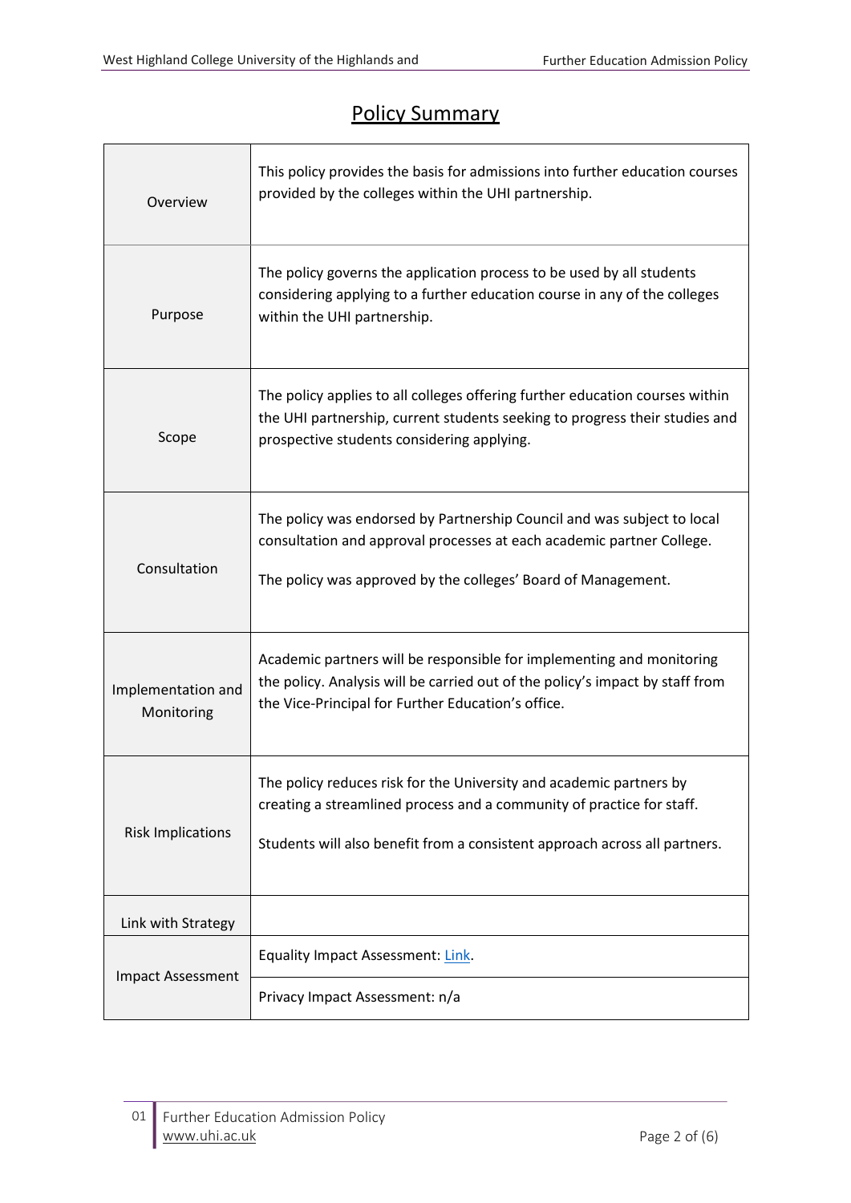## Policy Summary

| | |
|---|---|
| Overview | This policy provides the basis for admissions into further education courses provided by the colleges within the UHI partnership. |
| Purpose | The policy governs the application process to be used by all students considering applying to a further education course in any of the colleges within the UHI partnership. |
| Scope | The policy applies to all colleges offering further education courses within the UHI partnership, current students seeking to progress their studies and prospective students considering applying. |
| Consultation | The policy was endorsed by Partnership Council and was subject to local consultation and approval processes at each academic partner College.<br><br>The policy was approved by the colleges' Board of Management. |
| Implementation and Monitoring | Academic partners will be responsible for implementing and monitoring the policy. Analysis will be carried out of the policy's impact by staff from the Vice-Principal for Further Education's office. |
| Risk Implications | The policy reduces risk for the University and academic partners by creating a streamlined process and a community of practice for staff.<br><br>Students will also benefit from a consistent approach across all partners. |
| Link with Strategy | |
| Impact Assessment | Equality Impact Assessment: Link. |
| | Privacy Impact Assessment: n/a |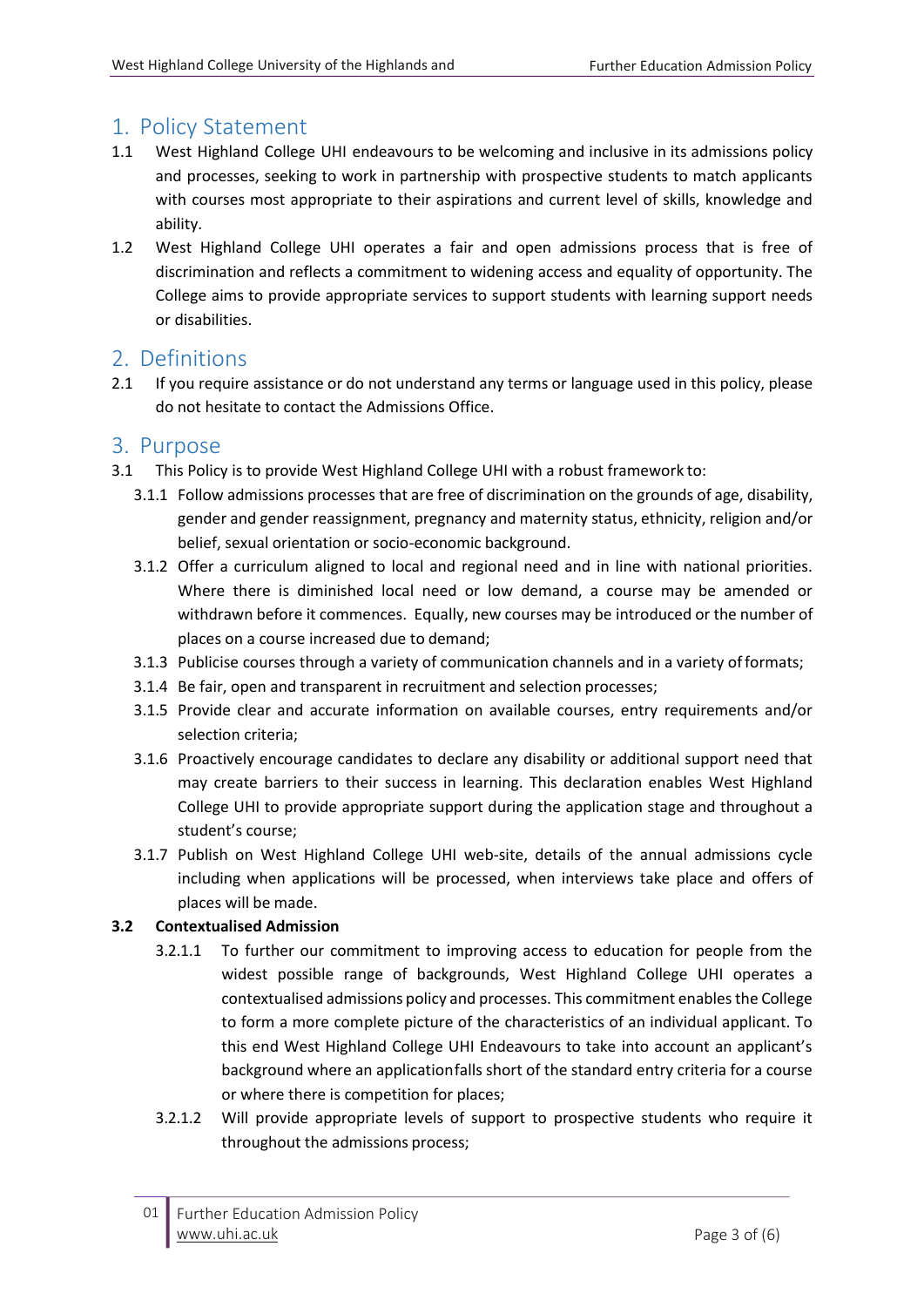## 1. Policy Statement

1.1 West Highland College UHI endeavours to be welcoming and inclusive in its admissions policy and processes, seeking to work in partnership with prospective students to match applicants with courses most appropriate to their aspirations and current level of skills, knowledge and ability.

1.2 West Highland College UHI operates a fair and open admissions process that is free of discrimination and reflects a commitment to widening access and equality of opportunity. The College aims to provide appropriate services to support students with learning support needs or disabilities.

## 2. Definitions

2.1 If you require assistance or do not understand any terms or language used in this policy, please do not hesitate to contact the Admissions Office.

## 3. Purpose

3.1 This Policy is to provide West Highland College UHI with a robust framework to:

- 3.1.1 Follow admissions processes that are free of discrimination on the grounds of age, disability, gender and gender reassignment, pregnancy and maternity status, ethnicity, religion and/or belief, sexual orientation or socio-economic background.
- 3.1.2 Offer a curriculum aligned to local and regional need and in line with national priorities. Where there is diminished local need or low demand, a course may be amended or withdrawn before it commences. Equally, new courses may be introduced or the number of places on a course increased due to demand;
- 3.1.3 Publicise courses through a variety of communication channels and in a variety of formats;
- 3.1.4 Be fair, open and transparent in recruitment and selection processes;
- 3.1.5 Provide clear and accurate information on available courses, entry requirements and/or selection criteria;
- 3.1.6 Proactively encourage candidates to declare any disability or additional support need that may create barriers to their success in learning. This declaration enables West Highland College UHI to provide appropriate support during the application stage and throughout a student's course;
- 3.1.7 Publish on West Highland College UHI web-site, details of the annual admissions cycle including when applications will be processed, when interviews take place and offers of places will be made.

**3.2 Contextualised Admission**

- 3.2.1.1 To further our commitment to improving access to education for people from the widest possible range of backgrounds, West Highland College UHI operates a contextualised admissions policy and processes. This commitment enables the College to form a more complete picture of the characteristics of an individual applicant. To this end West Highland College UHI Endeavours to take into account an applicant's background where an application falls short of the standard entry criteria for a course or where there is competition for places;
- 3.2.1.2 Will provide appropriate levels of support to prospective students who require it throughout the admissions process;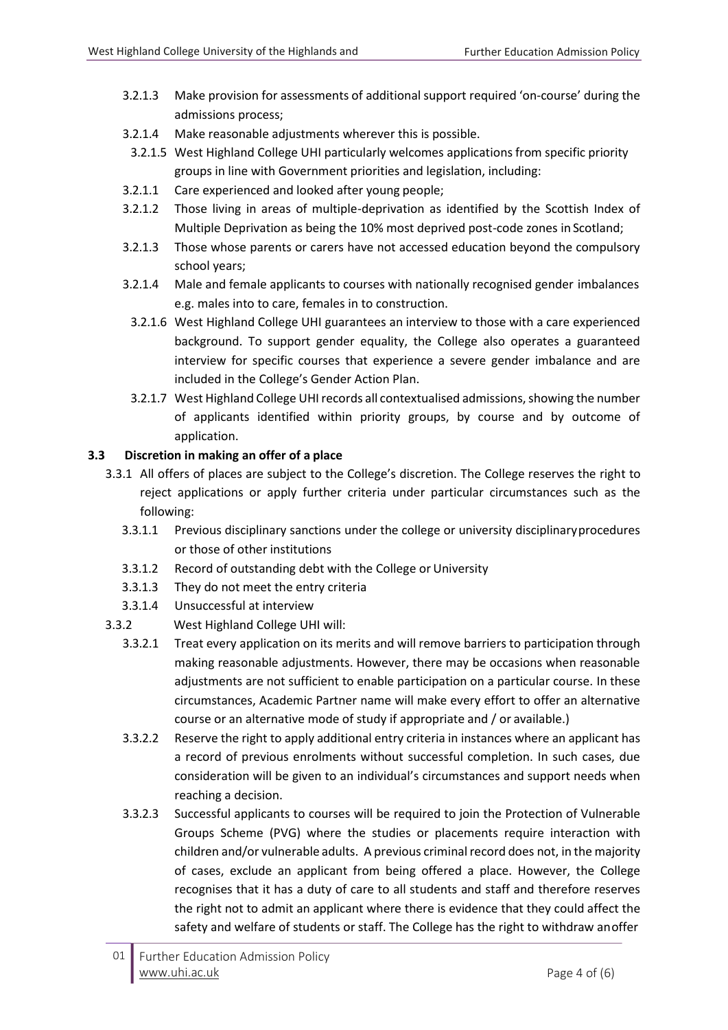3.2.1.3 Make provision for assessments of additional support required 'on-course' during the admissions process;

3.2.1.4 Make reasonable adjustments wherever this is possible.

3.2.1.5 West Highland College UHI particularly welcomes applications from specific priority groups in line with Government priorities and legislation, including:

3.2.1.1 Care experienced and looked after young people;

3.2.1.2 Those living in areas of multiple-deprivation as identified by the Scottish Index of Multiple Deprivation as being the 10% most deprived post-code zones in Scotland;

3.2.1.3 Those whose parents or carers have not accessed education beyond the compulsory school years;

3.2.1.4 Male and female applicants to courses with nationally recognised gender imbalances e.g. males into to care, females in to construction.

3.2.1.6 West Highland College UHI guarantees an interview to those with a care experienced background. To support gender equality, the College also operates a guaranteed interview for specific courses that experience a severe gender imbalance and are included in the College's Gender Action Plan.

3.2.1.7 West Highland College UHI records all contextualised admissions, showing the number of applicants identified within priority groups, by course and by outcome of application.

### 3.3 Discretion in making an offer of a place

3.3.1 All offers of places are subject to the College's discretion. The College reserves the right to reject applications or apply further criteria under particular circumstances such as the following:

3.3.1.1 Previous disciplinary sanctions under the college or university disciplinary procedures or those of other institutions

3.3.1.2 Record of outstanding debt with the College or University

3.3.1.3 They do not meet the entry criteria

3.3.1.4 Unsuccessful at interview

3.3.2 West Highland College UHI will:

3.3.2.1 Treat every application on its merits and will remove barriers to participation through making reasonable adjustments. However, there may be occasions when reasonable adjustments are not sufficient to enable participation on a particular course. In these circumstances, Academic Partner name will make every effort to offer an alternative course or an alternative mode of study if appropriate and / or available.)

3.3.2.2 Reserve the right to apply additional entry criteria in instances where an applicant has a record of previous enrolments without successful completion. In such cases, due consideration will be given to an individual's circumstances and support needs when reaching a decision.

3.3.2.3 Successful applicants to courses will be required to join the Protection of Vulnerable Groups Scheme (PVG) where the studies or placements require interaction with children and/or vulnerable adults. A previous criminal record does not, in the majority of cases, exclude an applicant from being offered a place. However, the College recognises that it has a duty of care to all students and staff and therefore reserves the right not to admit an applicant where there is evidence that they could affect the safety and welfare of students or staff. The College has the right to withdraw an offer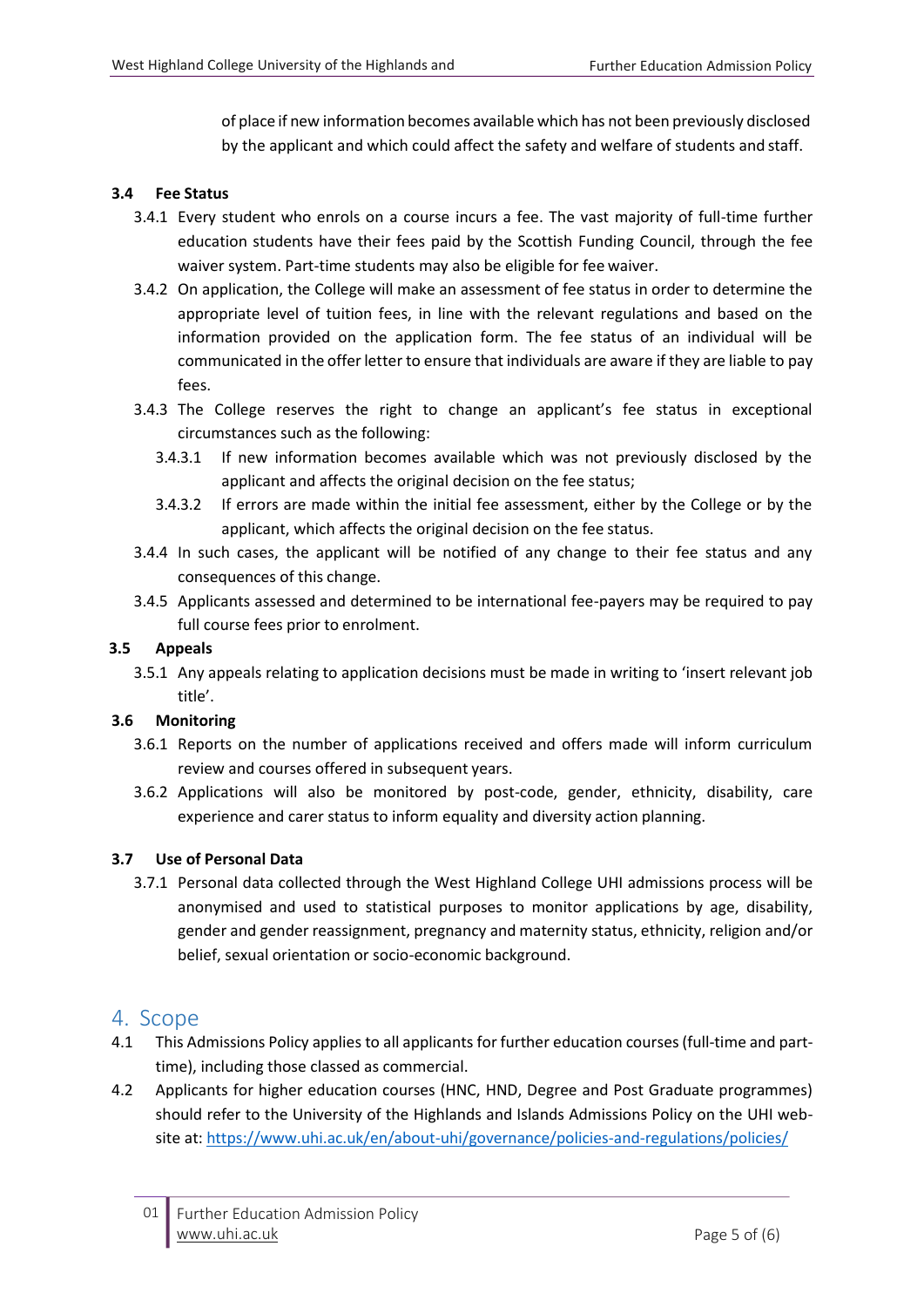of place if new information becomes available which has not been previously disclosed by the applicant and which could affect the safety and welfare of students and staff.

### 3.4 Fee Status

3.4.1 Every student who enrols on a course incurs a fee. The vast majority of full-time further education students have their fees paid by the Scottish Funding Council, through the fee waiver system. Part-time students may also be eligible for fee waiver.

3.4.2 On application, the College will make an assessment of fee status in order to determine the appropriate level of tuition fees, in line with the relevant regulations and based on the information provided on the application form. The fee status of an individual will be communicated in the offer letter to ensure that individuals are aware if they are liable to pay fees.

3.4.3 The College reserves the right to change an applicant's fee status in exceptional circumstances such as the following:

3.4.3.1 If new information becomes available which was not previously disclosed by the applicant and affects the original decision on the fee status;

3.4.3.2 If errors are made within the initial fee assessment, either by the College or by the applicant, which affects the original decision on the fee status.

3.4.4 In such cases, the applicant will be notified of any change to their fee status and any consequences of this change.

3.4.5 Applicants assessed and determined to be international fee-payers may be required to pay full course fees prior to enrolment.

### 3.5 Appeals

3.5.1 Any appeals relating to application decisions must be made in writing to 'insert relevant job title'.

### 3.6 Monitoring

3.6.1 Reports on the number of applications received and offers made will inform curriculum review and courses offered in subsequent years.

3.6.2 Applications will also be monitored by post-code, gender, ethnicity, disability, care experience and carer status to inform equality and diversity action planning.

### 3.7 Use of Personal Data

3.7.1 Personal data collected through the West Highland College UHI admissions process will be anonymised and used to statistical purposes to monitor applications by age, disability, gender and gender reassignment, pregnancy and maternity status, ethnicity, religion and/or belief, sexual orientation or socio-economic background.

## 4. Scope

4.1 This Admissions Policy applies to all applicants for further education courses (full-time and part-time), including those classed as commercial.

4.2 Applicants for higher education courses (HNC, HND, Degree and Post Graduate programmes) should refer to the University of the Highlands and Islands Admissions Policy on the UHI web-site at: https://www.uhi.ac.uk/en/about-uhi/governance/policies-and-regulations/policies/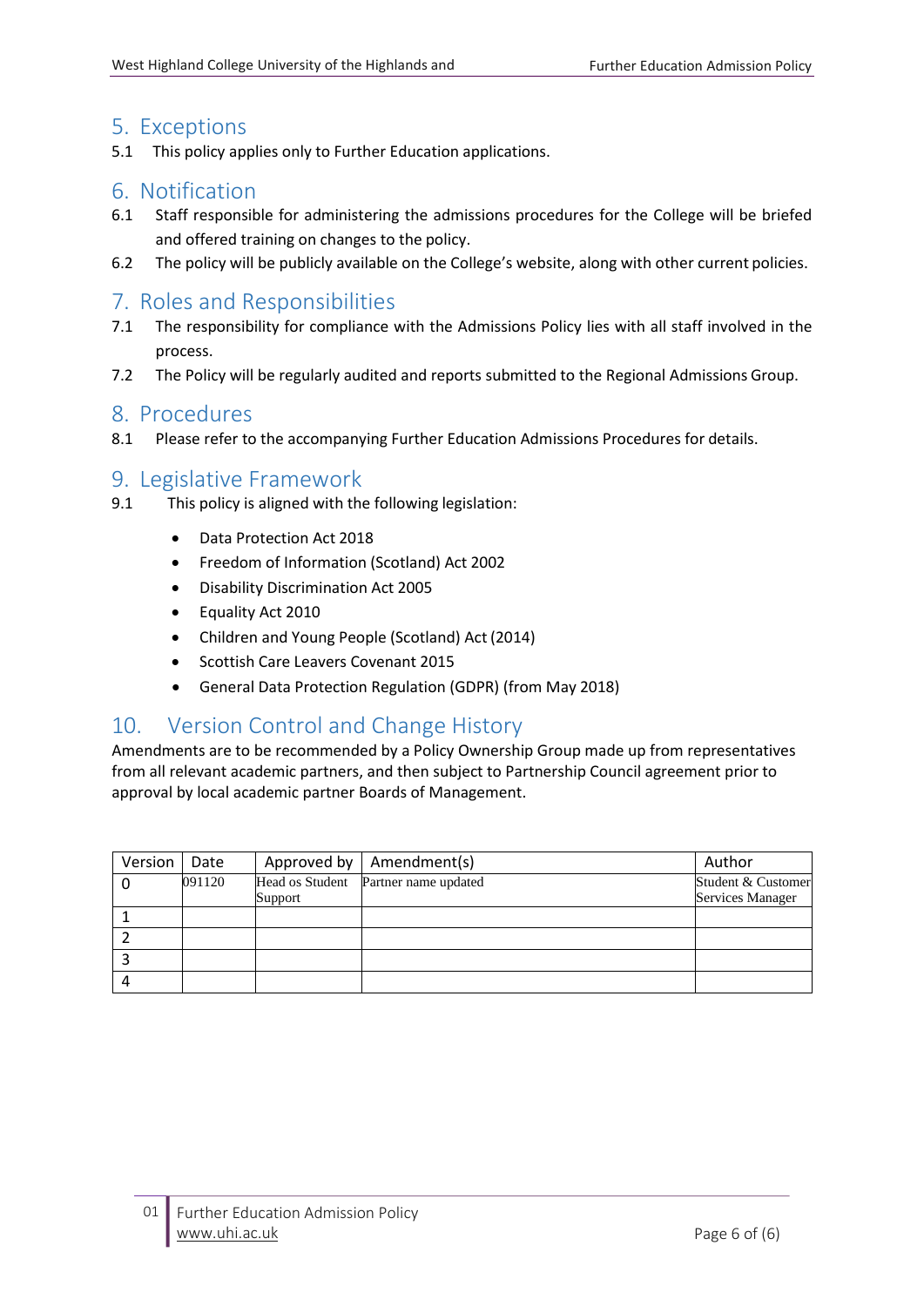## 5. Exceptions

5.1 This policy applies only to Further Education applications.

## 6. Notification

6.1 Staff responsible for administering the admissions procedures for the College will be briefed and offered training on changes to the policy.

6.2 The policy will be publicly available on the College's website, along with other current policies.

## 7. Roles and Responsibilities

7.1 The responsibility for compliance with the Admissions Policy lies with all staff involved in the process.

7.2 The Policy will be regularly audited and reports submitted to the Regional Admissions Group.

## 8. Procedures

8.1 Please refer to the accompanying Further Education Admissions Procedures for details.

## 9. Legislative Framework

9.1 This policy is aligned with the following legislation:

- Data Protection Act 2018
- Freedom of Information (Scotland) Act 2002
- Disability Discrimination Act 2005
- Equality Act 2010
- Children and Young People (Scotland) Act (2014)
- Scottish Care Leavers Covenant 2015
- General Data Protection Regulation (GDPR) (from May 2018)

## 10. Version Control and Change History

Amendments are to be recommended by a Policy Ownership Group made up from representatives from all relevant academic partners, and then subject to Partnership Council agreement prior to approval by local academic partner Boards of Management.

| Version | Date | Approved by | Amendment(s) | Author |
|---|---|---|---|---|
| 0 | 091120 | Head os Student Support | Partner name updated | Student & Customer Services Manager |
| 1 | | | | |
| 2 | | | | |
| 3 | | | | |
| 4 | | | | |